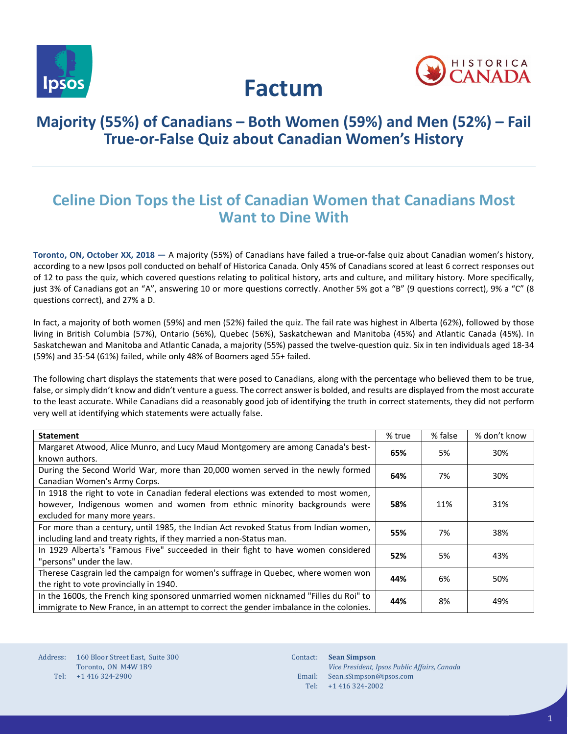# Factum

## Majority (55%) of Canadians – Both Women (59%) and Men (52%) – Fail True-or-False Quiz about Canadian Women's History

## Celine Dion Tops the List of Canadian Women that Canadians Most Want to Dine With

**Toronto, ON, October XX, 2018 —** A majority (55%) of Canadians have failed a true-or-false quiz about Canadian women's history, according to a new Ipsos poll conducted on behalf of Historica Canada. Only 45% of Canadians scored at least 6 correct responses out of 12 to pass the quiz, which covered questions relating to political history, arts and culture, and military history. More specifically, just 3% of Canadians got an "A", answering 10 or more questions correctly. Another 5% got a "B" (9 questions correct), 9% a "C" (8 questions correct), and 27% a D.

In fact, a majority of both women (59%) and men (52%) failed the quiz. The fail rate was highest in Alberta (62%), followed by those living in British Columbia (57%), Ontario (56%), Quebec (56%), Saskatchewan and Manitoba (45%) and Atlantic Canada (45%). In Saskatchewan and Manitoba and Atlantic Canada, a majority (55%) passed the twelve-question quiz. Six in ten individuals aged 18-34 (59%) and 35-54 (61%) failed, while only 48% of Boomers aged 55+ failed.

The following chart displays the statements that were posed to Canadians, along with the percentage who believed them to be true, false, or simply didn't know and didn't venture a guess. The correct answer is bolded, and results are displayed from the most accurate to the least accurate. While Canadians did a reasonably good job of identifying the truth in correct statements, they did not perform very well at identifying which statements were actually false.

| Statement | % true | % false | % don't know |
|---|---|---|---|
| Margaret Atwood, Alice Munro, and Lucy Maud Montgomery are among Canada's best-known authors. | **65%** | 5% | 30% |
| During the Second World War, more than 20,000 women served in the newly formed Canadian Women's Army Corps. | **64%** | 7% | 30% |
| In 1918 the right to vote in Canadian federal elections was extended to most women, however, Indigenous women and women from ethnic minority backgrounds were excluded for many more years. | **58%** | 11% | 31% |
| For more than a century, until 1985, the Indian Act revoked Status from Indian women, including land and treaty rights, if they married a non-Status man. | **55%** | 7% | 38% |
| In 1929 Alberta's "Famous Five" succeeded in their fight to have women considered "persons" under the law. | **52%** | 5% | 43% |
| Therese Casgrain led the campaign for women's suffrage in Quebec, where women won the right to vote provincially in 1940. | **44%** | 6% | 50% |
| In the 1600s, the French king sponsored unmarried women nicknamed "Filles du Roi" to immigrate to New France, in an attempt to correct the gender imbalance in the colonies. | **44%** | 8% | 49% |

Address: 160 Bloor Street East, Suite 300
Toronto, ON M4W 1B9
Tel: +1 416 324-2900

Contact: **Sean Simpson**
*Vice President, Ipsos Public Affairs, Canada*
Email: Sean.sSimpson@ipsos.com
Tel: +1 416 324-2002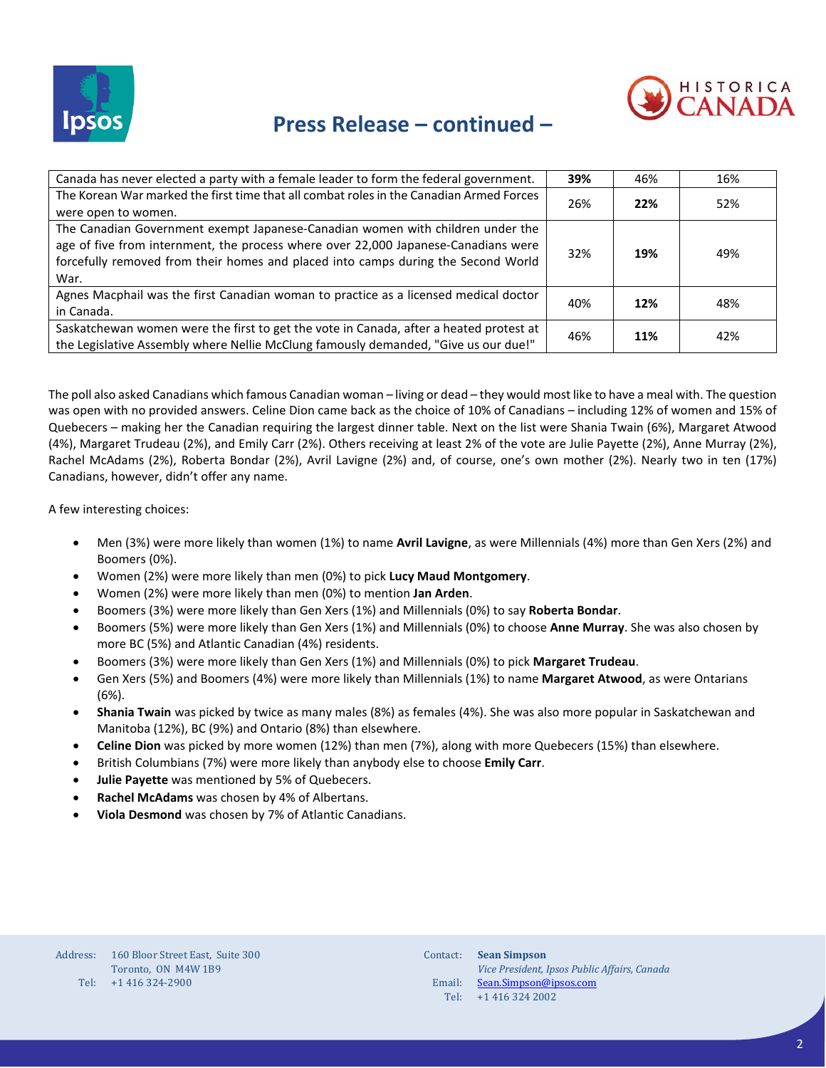## Press Release – continued –

| | | | |
|---|---|---|---|
| Canada has never elected a party with a female leader to form the federal government. | **39%** | 46% | 16% |
| The Korean War marked the first time that all combat roles in the Canadian Armed Forces were open to women. | 26% | **22%** | 52% |
| The Canadian Government exempt Japanese-Canadian women with children under the age of five from internment, the process where over 22,000 Japanese-Canadians were forcefully removed from their homes and placed into camps during the Second World War. | 32% | **19%** | 49% |
| Agnes Macphail was the first Canadian woman to practice as a licensed medical doctor in Canada. | 40% | **12%** | 48% |
| Saskatchewan women were the first to get the vote in Canada, after a heated protest at the Legislative Assembly where Nellie McClung famously demanded, "Give us our due!" | 46% | **11%** | 42% |

The poll also asked Canadians which famous Canadian woman – living or dead – they would most like to have a meal with. The question was open with no provided answers. Celine Dion came back as the choice of 10% of Canadians – including 12% of women and 15% of Quebecers – making her the Canadian requiring the largest dinner table. Next on the list were Shania Twain (6%), Margaret Atwood (4%), Margaret Trudeau (2%), and Emily Carr (2%). Others receiving at least 2% of the vote are Julie Payette (2%), Anne Murray (2%), Rachel McAdams (2%), Roberta Bondar (2%), Avril Lavigne (2%) and, of course, one's own mother (2%). Nearly two in ten (17%) Canadians, however, didn't offer any name.

A few interesting choices:

- Men (3%) were more likely than women (1%) to name **Avril Lavigne**, as were Millennials (4%) more than Gen Xers (2%) and Boomers (0%).
- Women (2%) were more likely than men (0%) to pick **Lucy Maud Montgomery**.
- Women (2%) were more likely than men (0%) to mention **Jan Arden**.
- Boomers (3%) were more likely than Gen Xers (1%) and Millennials (0%) to say **Roberta Bondar**.
- Boomers (5%) were more likely than Gen Xers (1%) and Millennials (0%) to choose **Anne Murray**. She was also chosen by more BC (5%) and Atlantic Canadian (4%) residents.
- Boomers (3%) were more likely than Gen Xers (1%) and Millennials (0%) to pick **Margaret Trudeau**.
- Gen Xers (5%) and Boomers (4%) were more likely than Millennials (1%) to name **Margaret Atwood**, as were Ontarians (6%).
- **Shania Twain** was picked by twice as many males (8%) as females (4%). She was also more popular in Saskatchewan and Manitoba (12%), BC (9%) and Ontario (8%) than elsewhere.
- **Celine Dion** was picked by more women (12%) than men (7%), along with more Quebecers (15%) than elsewhere.
- British Columbians (7%) were more likely than anybody else to choose **Emily Carr**.
- **Julie Payette** was mentioned by 5% of Quebecers.
- **Rachel McAdams** was chosen by 4% of Albertans.
- **Viola Desmond** was chosen by 7% of Atlantic Canadians.

Address: 160 Bloor Street East, Suite 300
Toronto, ON M4W 1B9
Tel: +1 416 324-2900

Contact: **Sean Simpson**
*Vice President, Ipsos Public Affairs, Canada*
Email: Sean.Simpson@ipsos.com
Tel: +1 416 324 2002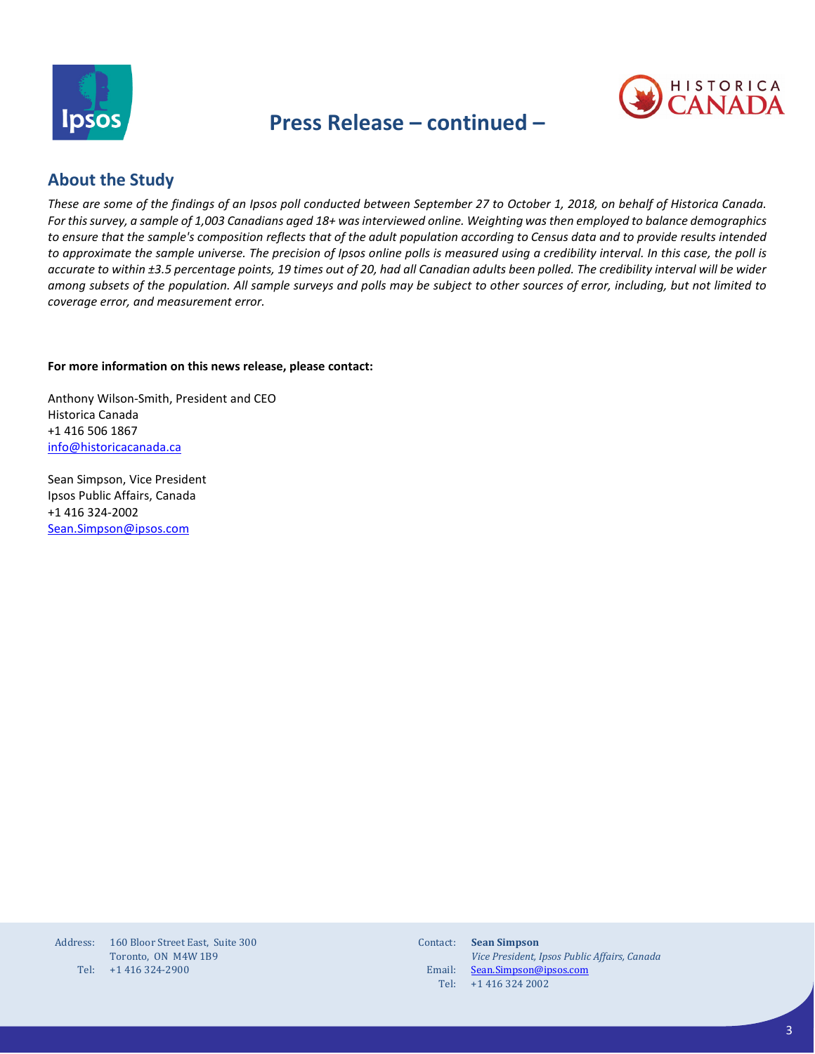## Press Release – continued –

## About the Study

*These are some of the findings of an Ipsos poll conducted between September 27 to October 1, 2018, on behalf of Historica Canada. For this survey, a sample of 1,003 Canadians aged 18+ was interviewed online. Weighting was then employed to balance demographics to ensure that the sample's composition reflects that of the adult population according to Census data and to provide results intended to approximate the sample universe. The precision of Ipsos online polls is measured using a credibility interval. In this case, the poll is accurate to within ±3.5 percentage points, 19 times out of 20, had all Canadian adults been polled. The credibility interval will be wider among subsets of the population. All sample surveys and polls may be subject to other sources of error, including, but not limited to coverage error, and measurement error.*

**For more information on this news release, please contact:**

Anthony Wilson-Smith, President and CEO
Historica Canada
+1 416 506 1867
info@historicacanada.ca

Sean Simpson, Vice President
Ipsos Public Affairs, Canada
+1 416 324-2002
Sean.Simpson@ipsos.com

Address: 160 Bloor Street East, Suite 300
Toronto, ON M4W 1B9
Tel: +1 416 324-2900

Contact: **Sean Simpson**
*Vice President, Ipsos Public Affairs, Canada*
Email: Sean.Simpson@ipsos.com
Tel: +1 416 324 2002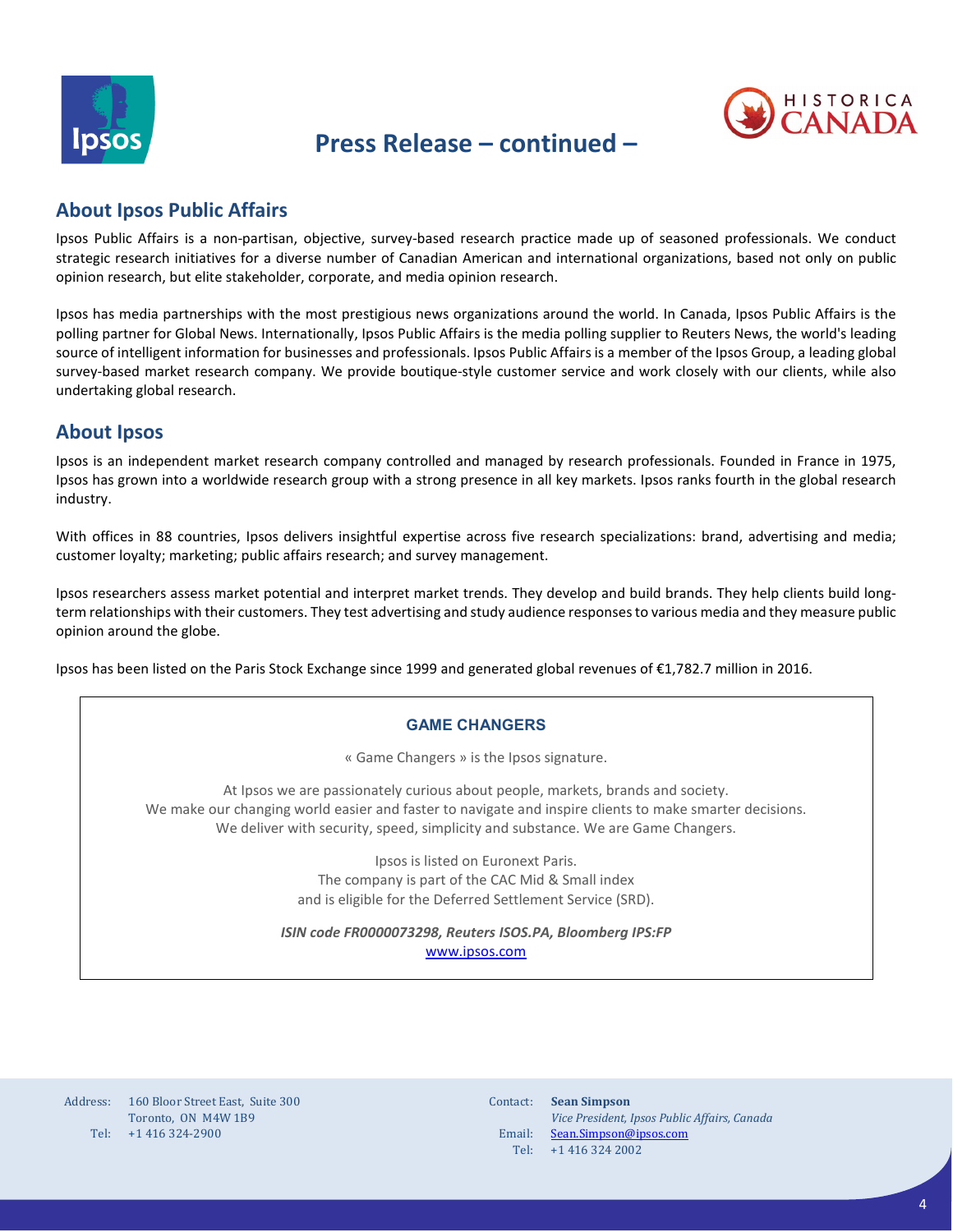## About Ipsos Public Affairs

Ipsos Public Affairs is a non-partisan, objective, survey-based research practice made up of seasoned professionals. We conduct strategic research initiatives for a diverse number of Canadian American and international organizations, based not only on public opinion research, but elite stakeholder, corporate, and media opinion research.

Ipsos has media partnerships with the most prestigious news organizations around the world. In Canada, Ipsos Public Affairs is the polling partner for Global News. Internationally, Ipsos Public Affairs is the media polling supplier to Reuters News, the world's leading source of intelligent information for businesses and professionals. Ipsos Public Affairs is a member of the Ipsos Group, a leading global survey-based market research company. We provide boutique-style customer service and work closely with our clients, while also undertaking global research.

## About Ipsos

Ipsos is an independent market research company controlled and managed by research professionals. Founded in France in 1975, Ipsos has grown into a worldwide research group with a strong presence in all key markets. Ipsos ranks fourth in the global research industry.

With offices in 88 countries, Ipsos delivers insightful expertise across five research specializations: brand, advertising and media; customer loyalty; marketing; public affairs research; and survey management.

Ipsos researchers assess market potential and interpret market trends. They develop and build brands. They help clients build long-term relationships with their customers. They test advertising and study audience responses to various media and they measure public opinion around the globe.

Ipsos has been listed on the Paris Stock Exchange since 1999 and generated global revenues of €1,782.7 million in 2016.

**GAME CHANGERS**

« Game Changers » is the Ipsos signature.

At Ipsos we are passionately curious about people, markets, brands and society.
We make our changing world easier and faster to navigate and inspire clients to make smarter decisions.
We deliver with security, speed, simplicity and substance. We are Game Changers.

Ipsos is listed on Euronext Paris.
The company is part of the CAC Mid & Small index
and is eligible for the Deferred Settlement Service (SRD).

***ISIN code FR0000073298, Reuters ISOS.PA, Bloomberg IPS:FP***
www.ipsos.com

Address: 160 Bloor Street East, Suite 300
Toronto, ON M4W 1B9
Tel: +1 416 324-2900

Contact: **Sean Simpson**
*Vice President, Ipsos Public Affairs, Canada*
Email: Sean.Simpson@ipsos.com
Tel: +1 416 324 2002